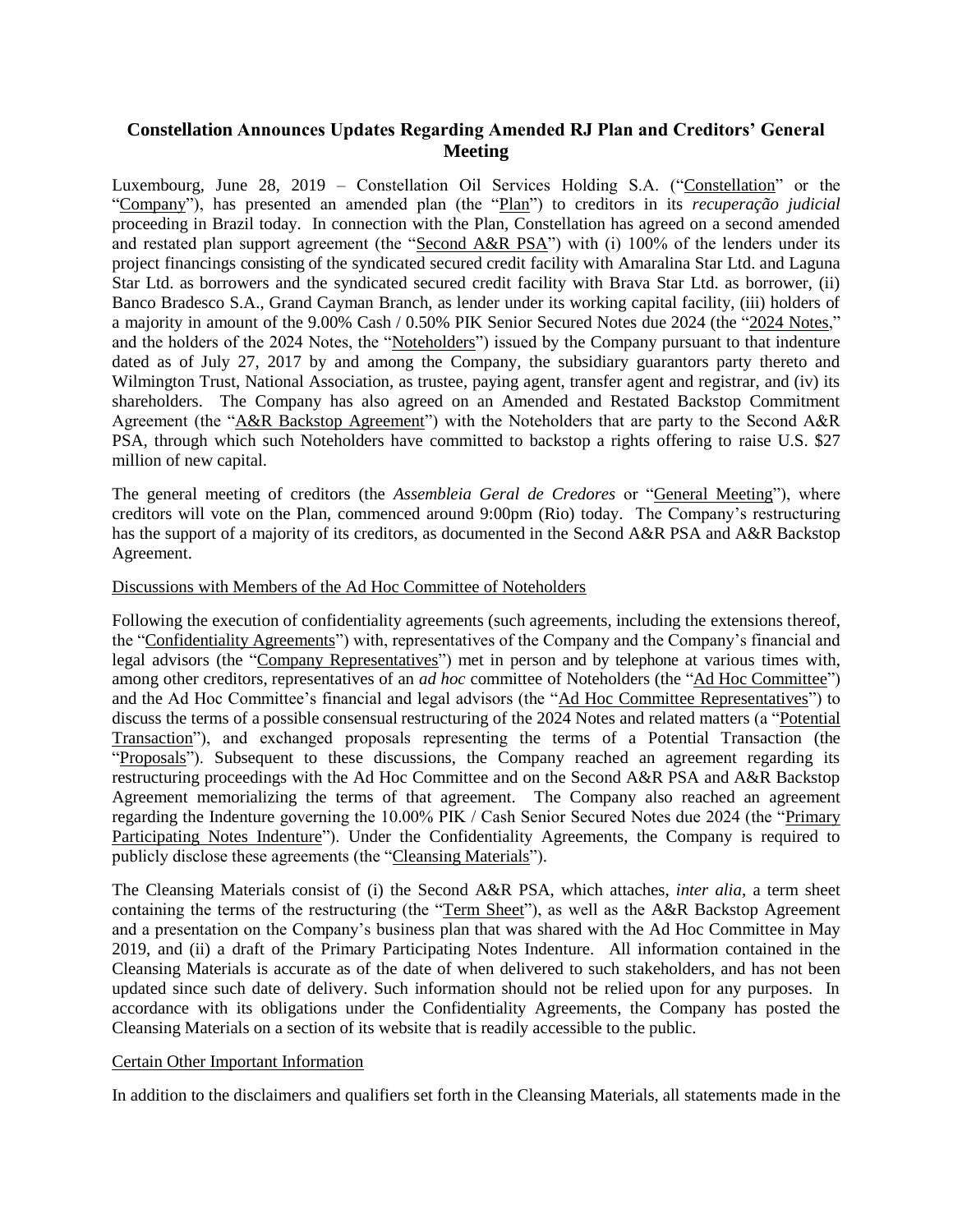# Constellation Announces Updates Regarding Amended RJ Plan and Creditors' General Meeting

Luxembourg, June 28, 2019 – Constellation Oil Services Holding S.A. ("Constellation" or the "Company"), has presented an amended plan (the "Plan") to creditors in its *recuperação judicial* proceeding in Brazil today. In connection with the Plan, Constellation has agreed on a second amended and restated plan support agreement (the "Second A&R PSA") with (i) 100% of the lenders under its project financings consisting of the syndicated secured credit facility with Amaralina Star Ltd. and Laguna Star Ltd. as borrowers and the syndicated secured credit facility with Brava Star Ltd. as borrower, (ii) Banco Bradesco S.A., Grand Cayman Branch, as lender under its working capital facility, (iii) holders of a majority in amount of the 9.00% Cash / 0.50% PIK Senior Secured Notes due 2024 (the "2024 Notes," and the holders of the 2024 Notes, the "Noteholders") issued by the Company pursuant to that indenture dated as of July 27, 2017 by and among the Company, the subsidiary guarantors party thereto and Wilmington Trust, National Association, as trustee, paying agent, transfer agent and registrar, and (iv) its shareholders. The Company has also agreed on an Amended and Restated Backstop Commitment Agreement (the "A&R Backstop Agreement") with the Noteholders that are party to the Second A&R PSA, through which such Noteholders have committed to backstop a rights offering to raise U.S. $27 million of new capital.

The general meeting of creditors (the *Assembleia Geral de Credores* or "General Meeting"), where creditors will vote on the Plan, commenced around 9:00pm (Rio) today. The Company's restructuring has the support of a majority of its creditors, as documented in the Second A&R PSA and A&R Backstop Agreement.

## Discussions with Members of the Ad Hoc Committee of Noteholders

Following the execution of confidentiality agreements (such agreements, including the extensions thereof, the "Confidentiality Agreements") with, representatives of the Company and the Company's financial and legal advisors (the "Company Representatives") met in person and by telephone at various times with, among other creditors, representatives of an *ad hoc* committee of Noteholders (the "Ad Hoc Committee") and the Ad Hoc Committee's financial and legal advisors (the "Ad Hoc Committee Representatives") to discuss the terms of a possible consensual restructuring of the 2024 Notes and related matters (a "Potential Transaction"), and exchanged proposals representing the terms of a Potential Transaction (the "Proposals"). Subsequent to these discussions, the Company reached an agreement regarding its restructuring proceedings with the Ad Hoc Committee and on the Second A&R PSA and A&R Backstop Agreement memorializing the terms of that agreement. The Company also reached an agreement regarding the Indenture governing the 10.00% PIK / Cash Senior Secured Notes due 2024 (the "Primary Participating Notes Indenture"). Under the Confidentiality Agreements, the Company is required to publicly disclose these agreements (the "Cleansing Materials").

The Cleansing Materials consist of (i) the Second A&R PSA, which attaches, *inter alia*, a term sheet containing the terms of the restructuring (the "Term Sheet"), as well as the A&R Backstop Agreement and a presentation on the Company's business plan that was shared with the Ad Hoc Committee in May 2019, and (ii) a draft of the Primary Participating Notes Indenture. All information contained in the Cleansing Materials is accurate as of the date of when delivered to such stakeholders, and has not been updated since such date of delivery. Such information should not be relied upon for any purposes. In accordance with its obligations under the Confidentiality Agreements, the Company has posted the Cleansing Materials on a section of its website that is readily accessible to the public.

## Certain Other Important Information

In addition to the disclaimers and qualifiers set forth in the Cleansing Materials, all statements made in the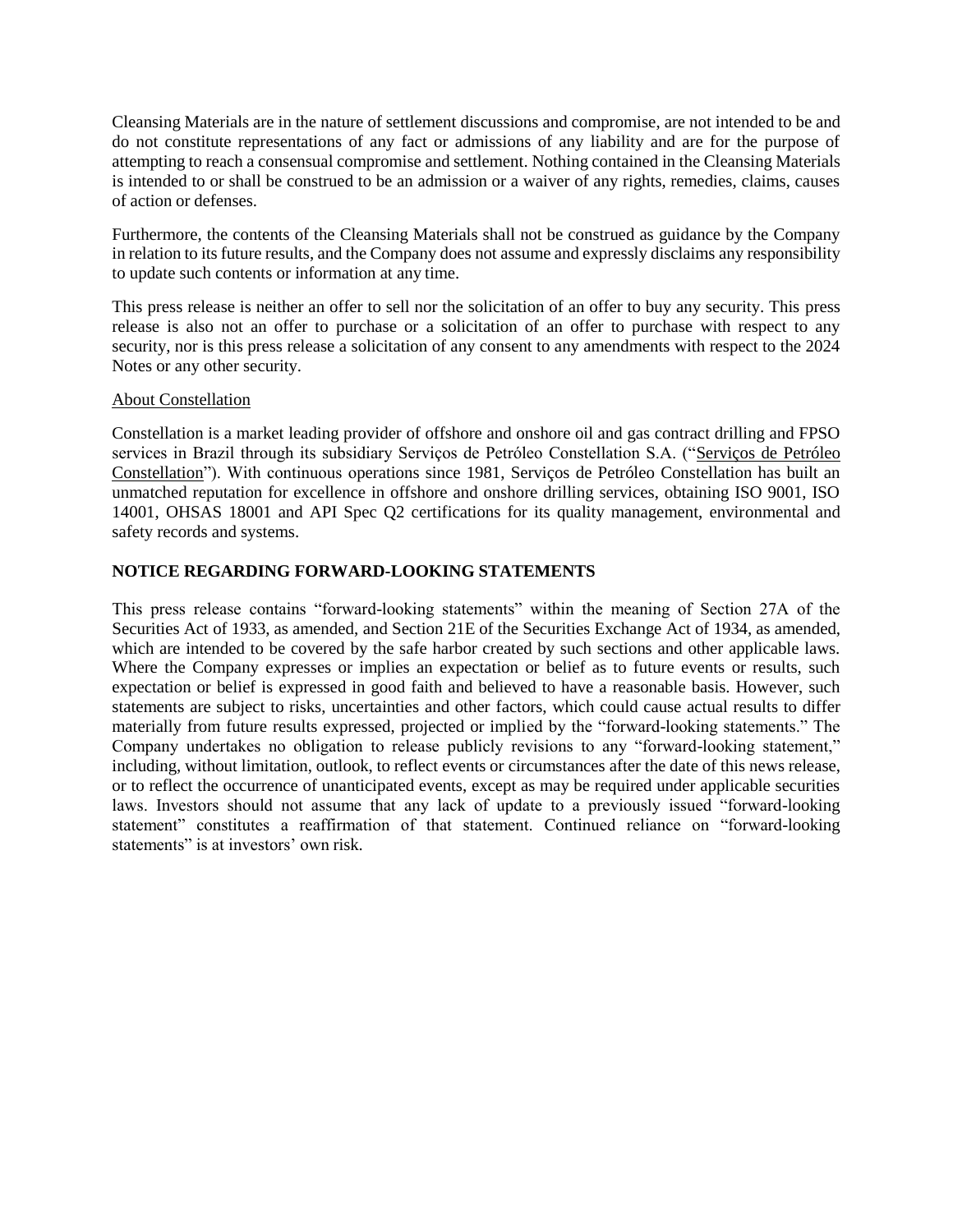Cleansing Materials are in the nature of settlement discussions and compromise, are not intended to be and do not constitute representations of any fact or admissions of any liability and are for the purpose of attempting to reach a consensual compromise and settlement. Nothing contained in the Cleansing Materials is intended to or shall be construed to be an admission or a waiver of any rights, remedies, claims, causes of action or defenses.

Furthermore, the contents of the Cleansing Materials shall not be construed as guidance by the Company in relation to its future results, and the Company does not assume and expressly disclaims any responsibility to update such contents or information at any time.

This press release is neither an offer to sell nor the solicitation of an offer to buy any security. This press release is also not an offer to purchase or a solicitation of an offer to purchase with respect to any security, nor is this press release a solicitation of any consent to any amendments with respect to the 2024 Notes or any other security.

About Constellation

Constellation is a market leading provider of offshore and onshore oil and gas contract drilling and FPSO services in Brazil through its subsidiary Serviços de Petróleo Constellation S.A. ("Serviços de Petróleo Constellation"). With continuous operations since 1981, Serviços de Petróleo Constellation has built an unmatched reputation for excellence in offshore and onshore drilling services, obtaining ISO 9001, ISO 14001, OHSAS 18001 and API Spec Q2 certifications for its quality management, environmental and safety records and systems.

**NOTICE REGARDING FORWARD-LOOKING STATEMENTS**

This press release contains "forward-looking statements" within the meaning of Section 27A of the Securities Act of 1933, as amended, and Section 21E of the Securities Exchange Act of 1934, as amended, which are intended to be covered by the safe harbor created by such sections and other applicable laws. Where the Company expresses or implies an expectation or belief as to future events or results, such expectation or belief is expressed in good faith and believed to have a reasonable basis. However, such statements are subject to risks, uncertainties and other factors, which could cause actual results to differ materially from future results expressed, projected or implied by the "forward-looking statements." The Company undertakes no obligation to release publicly revisions to any "forward-looking statement," including, without limitation, outlook, to reflect events or circumstances after the date of this news release, or to reflect the occurrence of unanticipated events, except as may be required under applicable securities laws. Investors should not assume that any lack of update to a previously issued "forward-looking statement" constitutes a reaffirmation of that statement. Continued reliance on "forward-looking statements" is at investors' own risk.